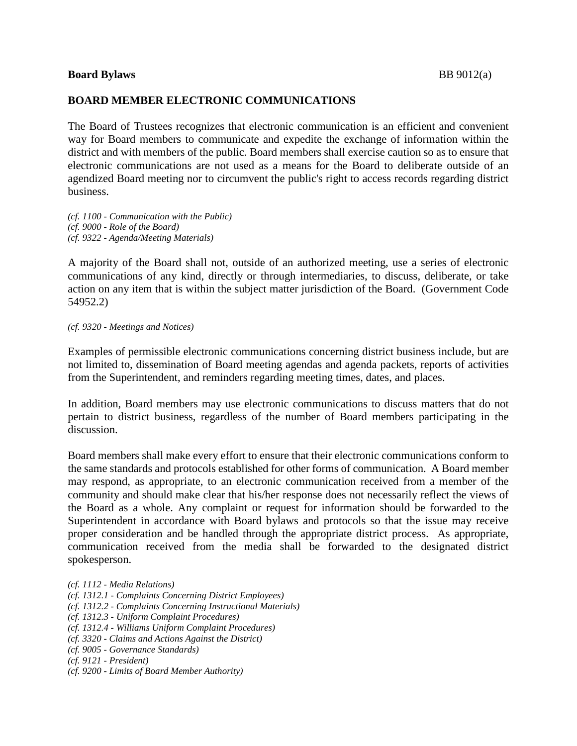**Board Bylaws** BB 9012(a)

# BOARD MEMBER ELECTRONIC COMMUNICATIONS

The Board of Trustees recognizes that electronic communication is an efficient and convenient way for Board members to communicate and expedite the exchange of information within the district and with members of the public. Board members shall exercise caution so as to ensure that electronic communications are not used as a means for the Board to deliberate outside of an agendized Board meeting nor to circumvent the public's right to access records regarding district business.

*(cf. 1100 - Communication with the Public)*
*(cf. 9000 - Role of the Board)*
*(cf. 9322 - Agenda/Meeting Materials)*

A majority of the Board shall not, outside of an authorized meeting, use a series of electronic communications of any kind, directly or through intermediaries, to discuss, deliberate, or take action on any item that is within the subject matter jurisdiction of the Board. (Government Code 54952.2)

*(cf. 9320 - Meetings and Notices)*

Examples of permissible electronic communications concerning district business include, but are not limited to, dissemination of Board meeting agendas and agenda packets, reports of activities from the Superintendent, and reminders regarding meeting times, dates, and places.

In addition, Board members may use electronic communications to discuss matters that do not pertain to district business, regardless of the number of Board members participating in the discussion.

Board members shall make every effort to ensure that their electronic communications conform to the same standards and protocols established for other forms of communication. A Board member may respond, as appropriate, to an electronic communication received from a member of the community and should make clear that his/her response does not necessarily reflect the views of the Board as a whole. Any complaint or request for information should be forwarded to the Superintendent in accordance with Board bylaws and protocols so that the issue may receive proper consideration and be handled through the appropriate district process. As appropriate, communication received from the media shall be forwarded to the designated district spokesperson.

*(cf. 1112 - Media Relations)*
*(cf. 1312.1 - Complaints Concerning District Employees)*
*(cf. 1312.2 - Complaints Concerning Instructional Materials)*
*(cf. 1312.3 - Uniform Complaint Procedures)*
*(cf. 1312.4 - Williams Uniform Complaint Procedures)*
*(cf. 3320 - Claims and Actions Against the District)*
*(cf. 9005 - Governance Standards)*
*(cf. 9121 - President)*
*(cf. 9200 - Limits of Board Member Authority)*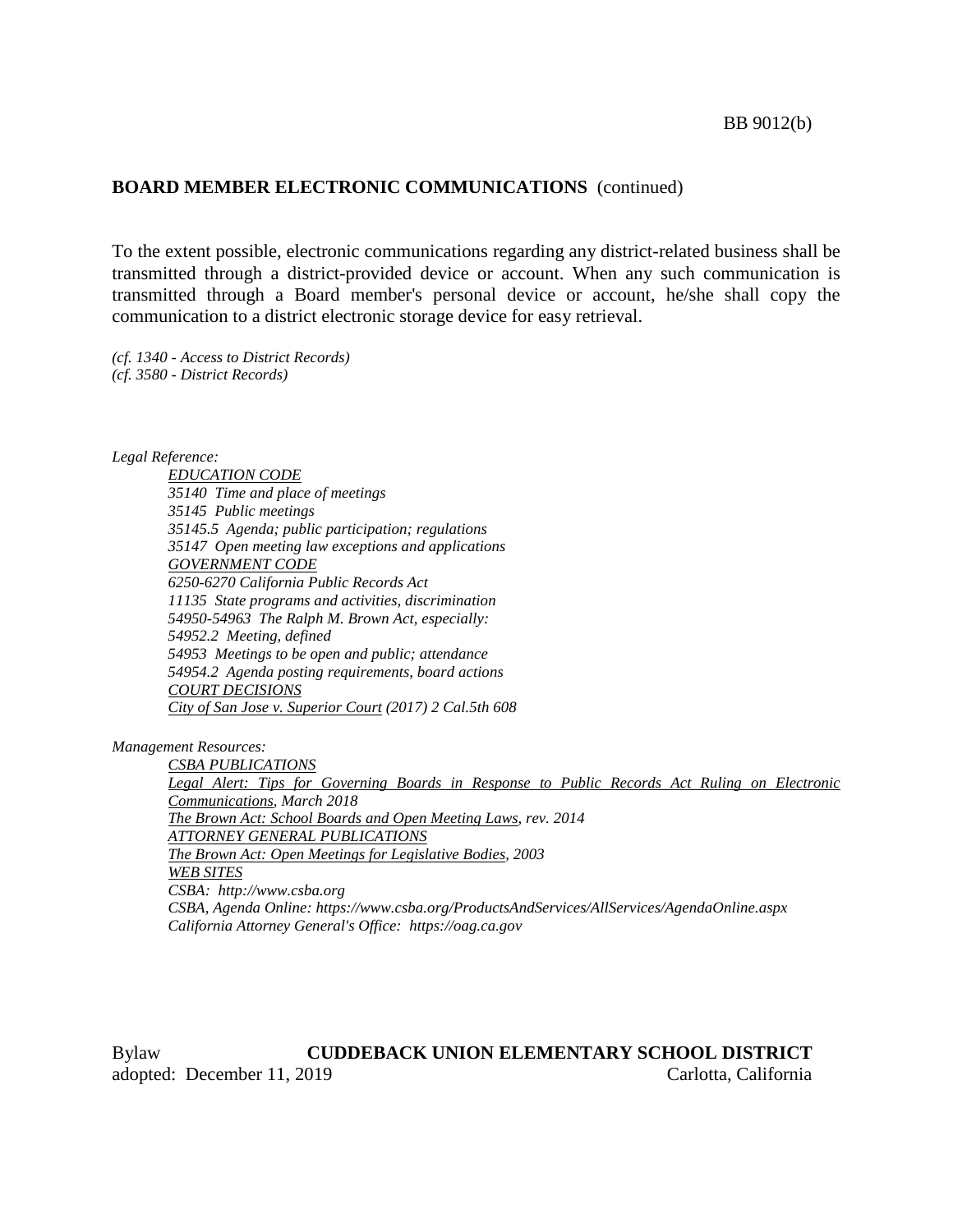**BOARD MEMBER ELECTRONIC COMMUNICATIONS** (continued)

To the extent possible, electronic communications regarding any district-related business shall be transmitted through a district-provided device or account. When any such communication is transmitted through a Board member's personal device or account, he/she shall copy the communication to a district electronic storage device for easy retrieval.

*(cf. 1340 - Access to District Records)*
*(cf. 3580 - District Records)*

*Legal Reference:*

*EDUCATION CODE*
*35140 Time and place of meetings*
*35145 Public meetings*
*35145.5 Agenda; public participation; regulations*
*35147 Open meeting law exceptions and applications*
*GOVERNMENT CODE*
*6250-6270 California Public Records Act*
*11135 State programs and activities, discrimination*
*54950-54963 The Ralph M. Brown Act, especially:*
*54952.2 Meeting, defined*
*54953 Meetings to be open and public; attendance*
*54954.2 Agenda posting requirements, board actions*
*COURT DECISIONS*
*City of San Jose v. Superior Court (2017) 2 Cal.5th 608*

*Management Resources:*

*CSBA PUBLICATIONS*
*Legal Alert: Tips for Governing Boards in Response to Public Records Act Ruling on Electronic Communications, March 2018*
*The Brown Act: School Boards and Open Meeting Laws, rev. 2014*
*ATTORNEY GENERAL PUBLICATIONS*
*The Brown Act: Open Meetings for Legislative Bodies, 2003*
*WEB SITES*
*CSBA: http://www.csba.org*
*CSBA, Agenda Online: https://www.csba.org/ProductsAndServices/AllServices/AgendaOnline.aspx*
*California Attorney General's Office: https://oag.ca.gov*

Bylaw **CUDDEBACK UNION ELEMENTARY SCHOOL DISTRICT**
adopted: December 11, 2019 Carlotta, California